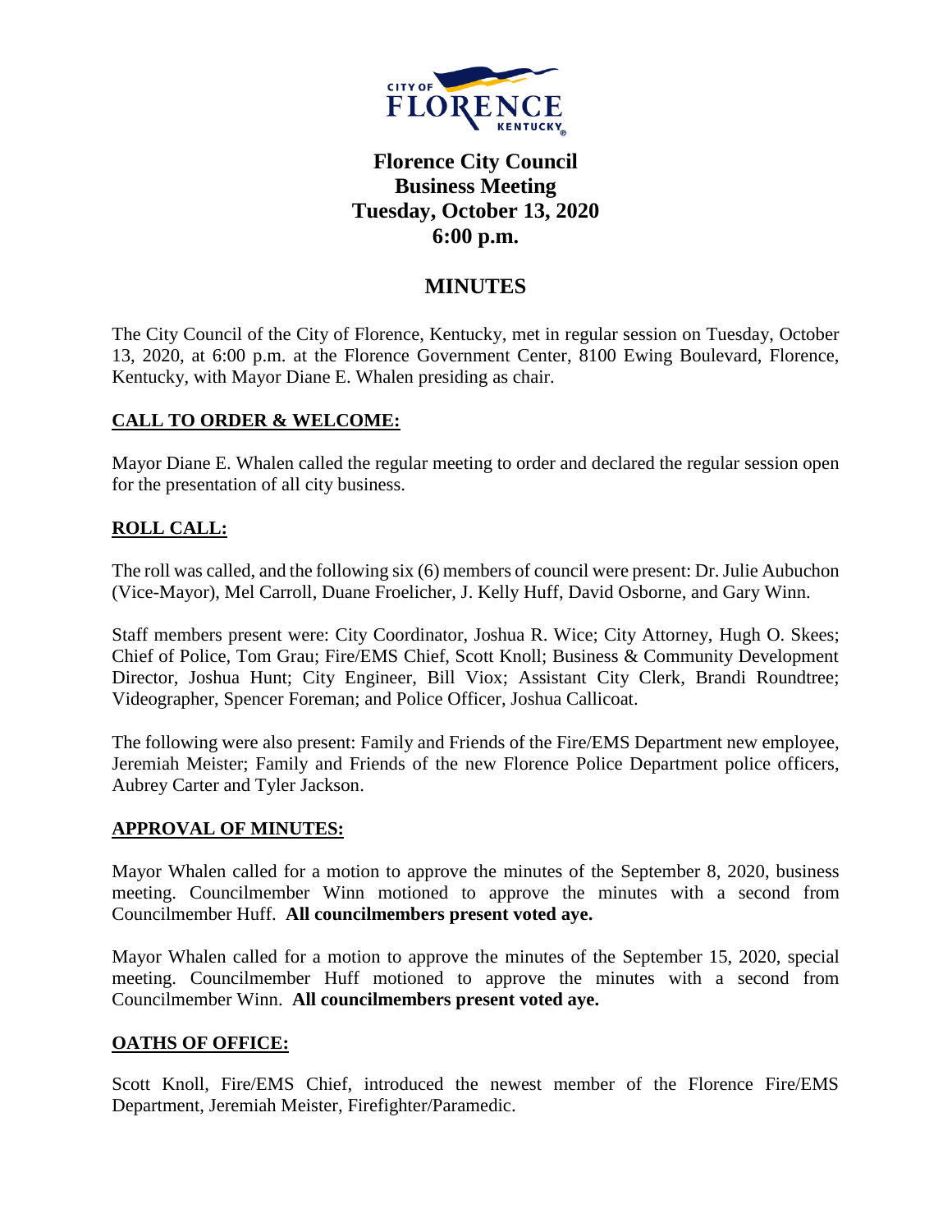# Florence City Council Business Meeting Tuesday, October 13, 2020 6:00 p.m.

## MINUTES

The City Council of the City of Florence, Kentucky, met in regular session on Tuesday, October 13, 2020, at 6:00 p.m. at the Florence Government Center, 8100 Ewing Boulevard, Florence, Kentucky, with Mayor Diane E. Whalen presiding as chair.

### CALL TO ORDER & WELCOME:

Mayor Diane E. Whalen called the regular meeting to order and declared the regular session open for the presentation of all city business.

### ROLL CALL:

The roll was called, and the following six (6) members of council were present: Dr. Julie Aubuchon (Vice-Mayor), Mel Carroll, Duane Froelicher, J. Kelly Huff, David Osborne, and Gary Winn.

Staff members present were: City Coordinator, Joshua R. Wice; City Attorney, Hugh O. Skees; Chief of Police, Tom Grau; Fire/EMS Chief, Scott Knoll; Business & Community Development Director, Joshua Hunt; City Engineer, Bill Viox; Assistant City Clerk, Brandi Roundtree; Videographer, Spencer Foreman; and Police Officer, Joshua Callicoat.

The following were also present: Family and Friends of the Fire/EMS Department new employee, Jeremiah Meister; Family and Friends of the new Florence Police Department police officers, Aubrey Carter and Tyler Jackson.

### APPROVAL OF MINUTES:

Mayor Whalen called for a motion to approve the minutes of the September 8, 2020, business meeting. Councilmember Winn motioned to approve the minutes with a second from Councilmember Huff. **All councilmembers present voted aye.**

Mayor Whalen called for a motion to approve the minutes of the September 15, 2020, special meeting. Councilmember Huff motioned to approve the minutes with a second from Councilmember Winn. **All councilmembers present voted aye.**

### OATHS OF OFFICE:

Scott Knoll, Fire/EMS Chief, introduced the newest member of the Florence Fire/EMS Department, Jeremiah Meister, Firefighter/Paramedic.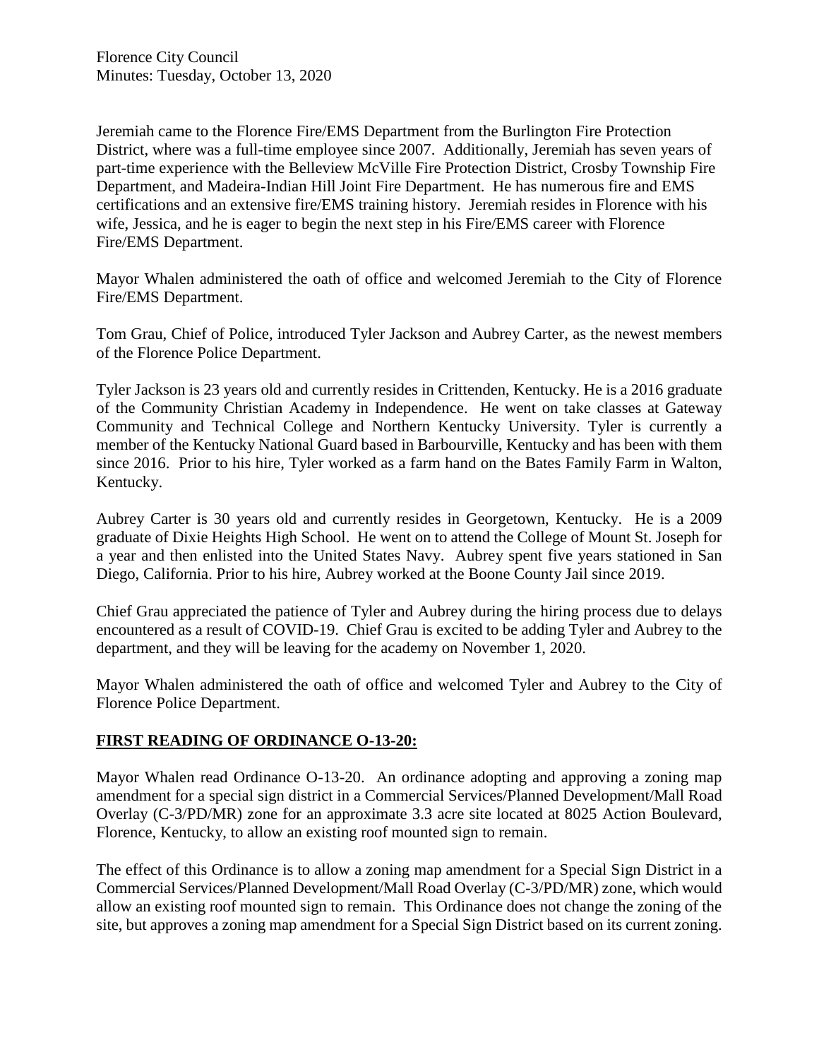Jeremiah came to the Florence Fire/EMS Department from the Burlington Fire Protection District, where was a full-time employee since 2007. Additionally, Jeremiah has seven years of part-time experience with the Belleview McVille Fire Protection District, Crosby Township Fire Department, and Madeira-Indian Hill Joint Fire Department. He has numerous fire and EMS certifications and an extensive fire/EMS training history. Jeremiah resides in Florence with his wife, Jessica, and he is eager to begin the next step in his Fire/EMS career with Florence Fire/EMS Department.

Mayor Whalen administered the oath of office and welcomed Jeremiah to the City of Florence Fire/EMS Department.

Tom Grau, Chief of Police, introduced Tyler Jackson and Aubrey Carter, as the newest members of the Florence Police Department.

Tyler Jackson is 23 years old and currently resides in Crittenden, Kentucky. He is a 2016 graduate of the Community Christian Academy in Independence. He went on take classes at Gateway Community and Technical College and Northern Kentucky University. Tyler is currently a member of the Kentucky National Guard based in Barbourville, Kentucky and has been with them since 2016. Prior to his hire, Tyler worked as a farm hand on the Bates Family Farm in Walton, Kentucky.

Aubrey Carter is 30 years old and currently resides in Georgetown, Kentucky. He is a 2009 graduate of Dixie Heights High School. He went on to attend the College of Mount St. Joseph for a year and then enlisted into the United States Navy. Aubrey spent five years stationed in San Diego, California. Prior to his hire, Aubrey worked at the Boone County Jail since 2019.

Chief Grau appreciated the patience of Tyler and Aubrey during the hiring process due to delays encountered as a result of COVID-19. Chief Grau is excited to be adding Tyler and Aubrey to the department, and they will be leaving for the academy on November 1, 2020.

Mayor Whalen administered the oath of office and welcomed Tyler and Aubrey to the City of Florence Police Department.

## FIRST READING OF ORDINANCE O-13-20:

Mayor Whalen read Ordinance O-13-20. An ordinance adopting and approving a zoning map amendment for a special sign district in a Commercial Services/Planned Development/Mall Road Overlay (C-3/PD/MR) zone for an approximate 3.3 acre site located at 8025 Action Boulevard, Florence, Kentucky, to allow an existing roof mounted sign to remain.

The effect of this Ordinance is to allow a zoning map amendment for a Special Sign District in a Commercial Services/Planned Development/Mall Road Overlay (C-3/PD/MR) zone, which would allow an existing roof mounted sign to remain. This Ordinance does not change the zoning of the site, but approves a zoning map amendment for a Special Sign District based on its current zoning.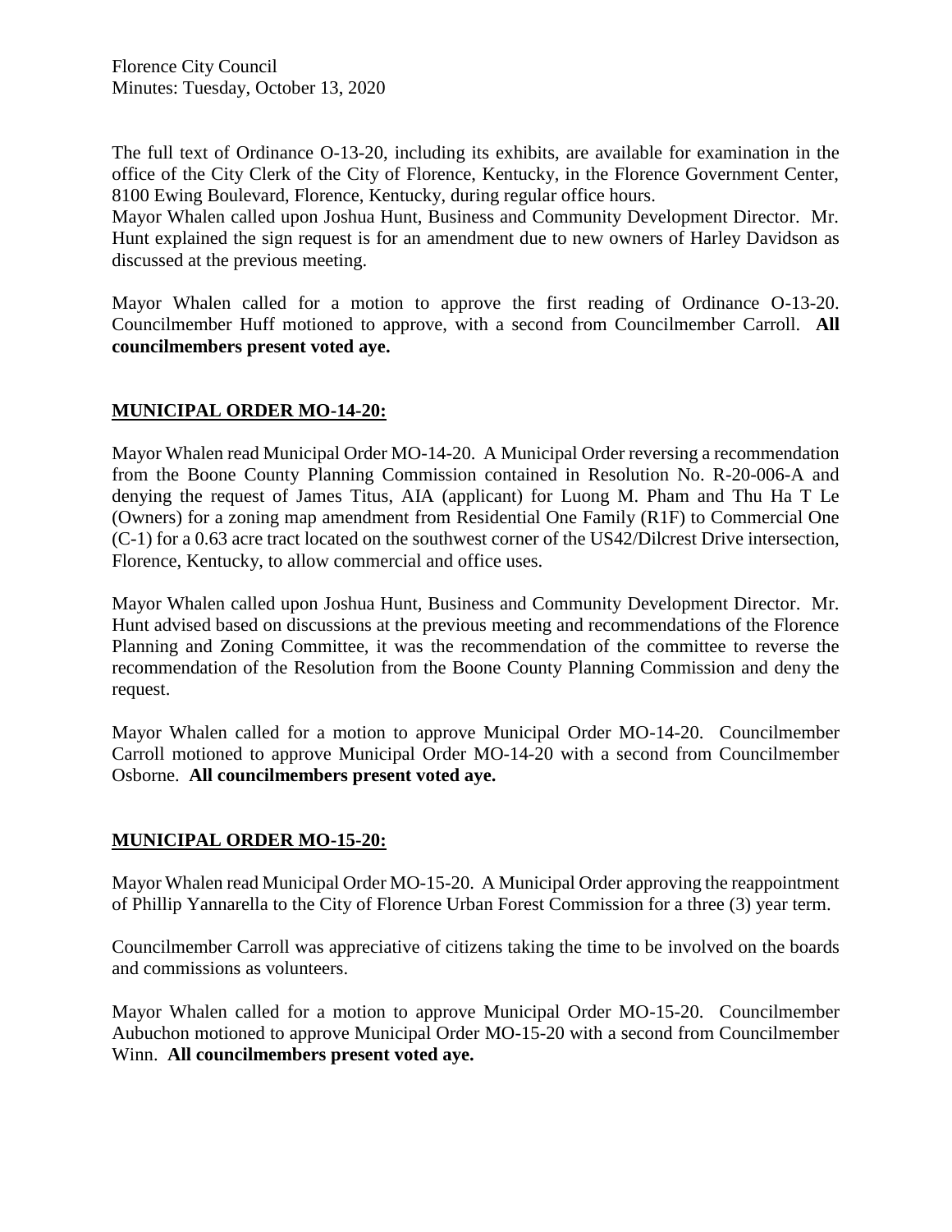The full text of Ordinance O-13-20, including its exhibits, are available for examination in the office of the City Clerk of the City of Florence, Kentucky, in the Florence Government Center, 8100 Ewing Boulevard, Florence, Kentucky, during regular office hours.

Mayor Whalen called upon Joshua Hunt, Business and Community Development Director. Mr. Hunt explained the sign request is for an amendment due to new owners of Harley Davidson as discussed at the previous meeting.

Mayor Whalen called for a motion to approve the first reading of Ordinance O-13-20. Councilmember Huff motioned to approve, with a second from Councilmember Carroll. **All councilmembers present voted aye.**

## MUNICIPAL ORDER MO-14-20:

Mayor Whalen read Municipal Order MO-14-20. A Municipal Order reversing a recommendation from the Boone County Planning Commission contained in Resolution No. R-20-006-A and denying the request of James Titus, AIA (applicant) for Luong M. Pham and Thu Ha T Le (Owners) for a zoning map amendment from Residential One Family (R1F) to Commercial One (C-1) for a 0.63 acre tract located on the southwest corner of the US42/Dilcrest Drive intersection, Florence, Kentucky, to allow commercial and office uses.

Mayor Whalen called upon Joshua Hunt, Business and Community Development Director. Mr. Hunt advised based on discussions at the previous meeting and recommendations of the Florence Planning and Zoning Committee, it was the recommendation of the committee to reverse the recommendation of the Resolution from the Boone County Planning Commission and deny the request.

Mayor Whalen called for a motion to approve Municipal Order MO-14-20. Councilmember Carroll motioned to approve Municipal Order MO-14-20 with a second from Councilmember Osborne. **All councilmembers present voted aye.**

## MUNICIPAL ORDER MO-15-20:

Mayor Whalen read Municipal Order MO-15-20. A Municipal Order approving the reappointment of Phillip Yannarella to the City of Florence Urban Forest Commission for a three (3) year term.

Councilmember Carroll was appreciative of citizens taking the time to be involved on the boards and commissions as volunteers.

Mayor Whalen called for a motion to approve Municipal Order MO-15-20. Councilmember Aubuchon motioned to approve Municipal Order MO-15-20 with a second from Councilmember Winn. **All councilmembers present voted aye.**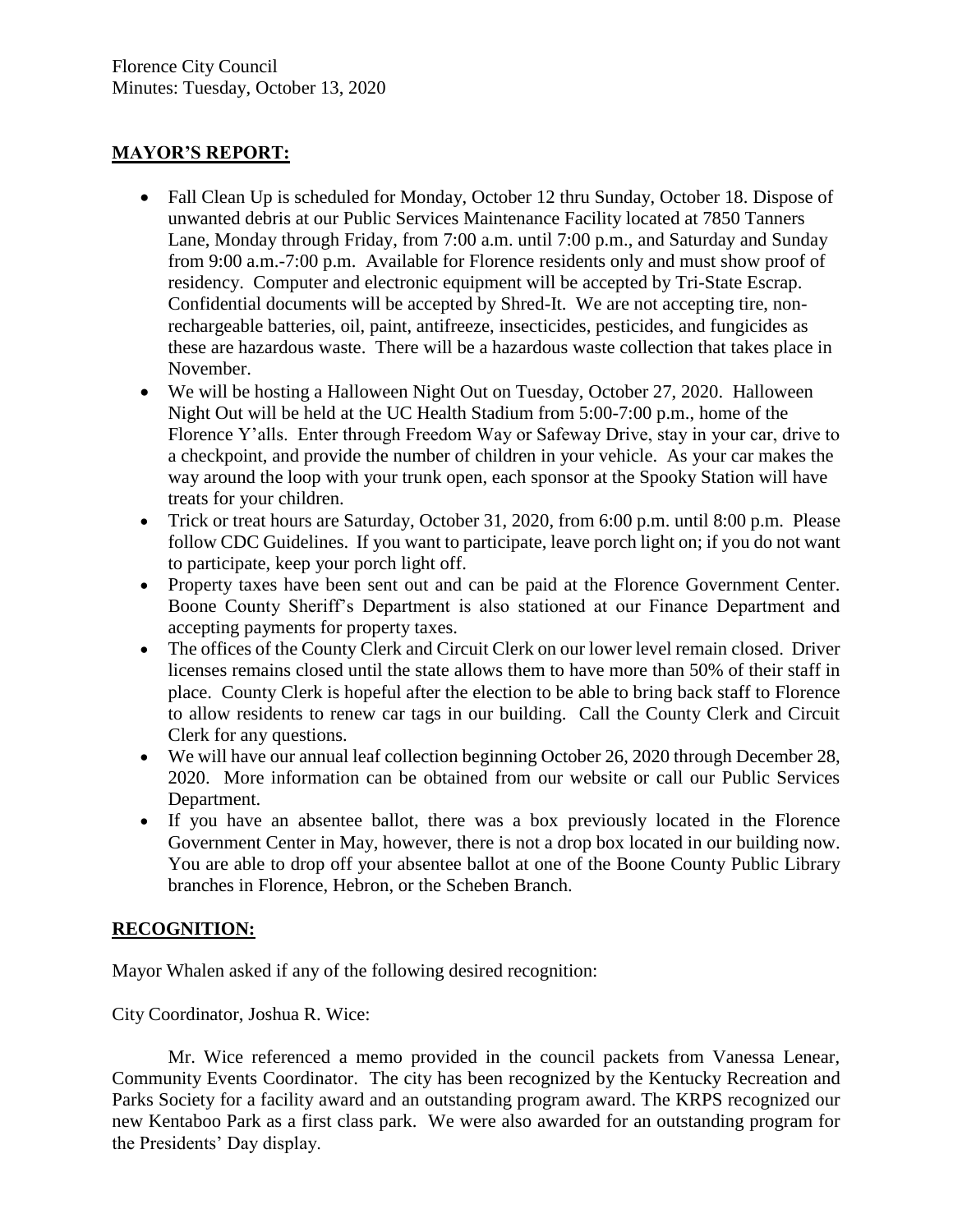## MAYOR'S REPORT:

- Fall Clean Up is scheduled for Monday, October 12 thru Sunday, October 18. Dispose of unwanted debris at our Public Services Maintenance Facility located at 7850 Tanners Lane, Monday through Friday, from 7:00 a.m. until 7:00 p.m., and Saturday and Sunday from 9:00 a.m.-7:00 p.m. Available for Florence residents only and must show proof of residency. Computer and electronic equipment will be accepted by Tri-State Escrap. Confidential documents will be accepted by Shred-It. We are not accepting tire, non-rechargeable batteries, oil, paint, antifreeze, insecticides, pesticides, and fungicides as these are hazardous waste. There will be a hazardous waste collection that takes place in November.
- We will be hosting a Halloween Night Out on Tuesday, October 27, 2020. Halloween Night Out will be held at the UC Health Stadium from 5:00-7:00 p.m., home of the Florence Y'alls. Enter through Freedom Way or Safeway Drive, stay in your car, drive to a checkpoint, and provide the number of children in your vehicle. As your car makes the way around the loop with your trunk open, each sponsor at the Spooky Station will have treats for your children.
- Trick or treat hours are Saturday, October 31, 2020, from 6:00 p.m. until 8:00 p.m. Please follow CDC Guidelines. If you want to participate, leave porch light on; if you do not want to participate, keep your porch light off.
- Property taxes have been sent out and can be paid at the Florence Government Center. Boone County Sheriff's Department is also stationed at our Finance Department and accepting payments for property taxes.
- The offices of the County Clerk and Circuit Clerk on our lower level remain closed. Driver licenses remains closed until the state allows them to have more than 50% of their staff in place. County Clerk is hopeful after the election to be able to bring back staff to Florence to allow residents to renew car tags in our building. Call the County Clerk and Circuit Clerk for any questions.
- We will have our annual leaf collection beginning October 26, 2020 through December 28, 2020. More information can be obtained from our website or call our Public Services Department.
- If you have an absentee ballot, there was a box previously located in the Florence Government Center in May, however, there is not a drop box located in our building now. You are able to drop off your absentee ballot at one of the Boone County Public Library branches in Florence, Hebron, or the Scheben Branch.

## RECOGNITION:

Mayor Whalen asked if any of the following desired recognition:

City Coordinator, Joshua R. Wice:

Mr. Wice referenced a memo provided in the council packets from Vanessa Lenear, Community Events Coordinator. The city has been recognized by the Kentucky Recreation and Parks Society for a facility award and an outstanding program award. The KRPS recognized our new Kentaboo Park as a first class park. We were also awarded for an outstanding program for the Presidents' Day display.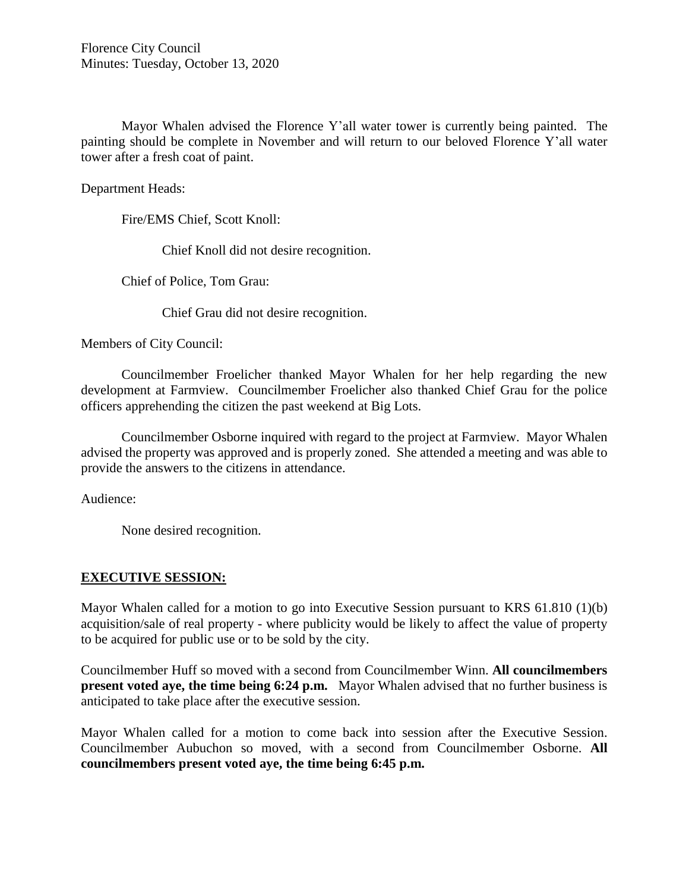Mayor Whalen advised the Florence Y'all water tower is currently being painted. The painting should be complete in November and will return to our beloved Florence Y'all water tower after a fresh coat of paint.

Department Heads:

Fire/EMS Chief, Scott Knoll:

Chief Knoll did not desire recognition.

Chief of Police, Tom Grau:

Chief Grau did not desire recognition.

Members of City Council:

Councilmember Froelicher thanked Mayor Whalen for her help regarding the new development at Farmview. Councilmember Froelicher also thanked Chief Grau for the police officers apprehending the citizen the past weekend at Big Lots.

Councilmember Osborne inquired with regard to the project at Farmview. Mayor Whalen advised the property was approved and is properly zoned. She attended a meeting and was able to provide the answers to the citizens in attendance.

Audience:

None desired recognition.

## EXECUTIVE SESSION:

Mayor Whalen called for a motion to go into Executive Session pursuant to KRS 61.810 (1)(b) acquisition/sale of real property - where publicity would be likely to affect the value of property to be acquired for public use or to be sold by the city.

Councilmember Huff so moved with a second from Councilmember Winn. **All councilmembers present voted aye, the time being 6:24 p.m.** Mayor Whalen advised that no further business is anticipated to take place after the executive session.

Mayor Whalen called for a motion to come back into session after the Executive Session. Councilmember Aubuchon so moved, with a second from Councilmember Osborne. **All councilmembers present voted aye, the time being 6:45 p.m.**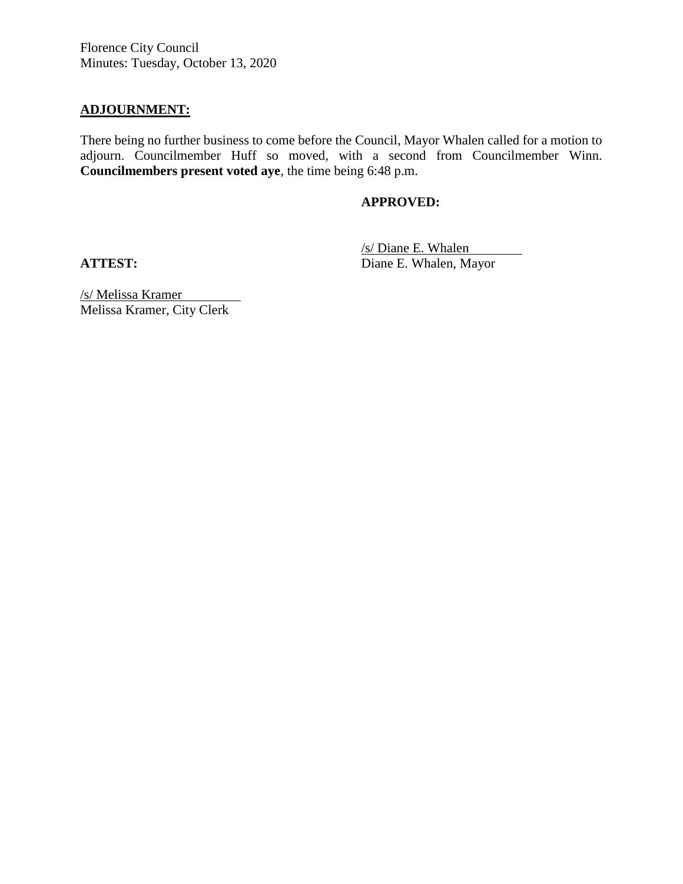## ADJOURNMENT:

There being no further business to come before the Council, Mayor Whalen called for a motion to adjourn. Councilmember Huff so moved, with a second from Councilmember Winn. **Councilmembers present voted aye**, the time being 6:48 p.m.

**APPROVED:**

/s/ Diane E. Whalen
Diane E. Whalen, Mayor

**ATTEST:**

/s/ Melissa Kramer
Melissa Kramer, City Clerk